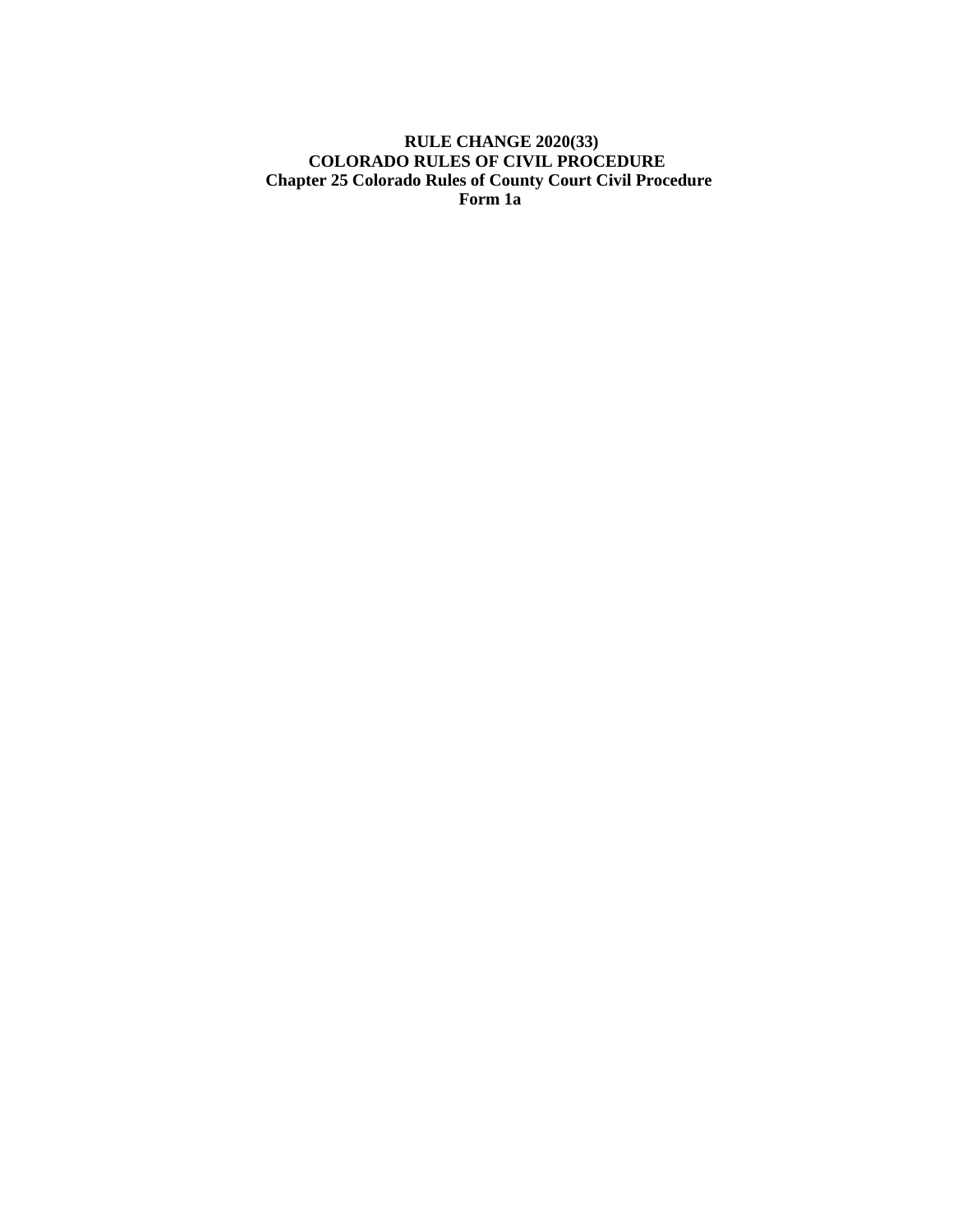**RULE CHANGE 2020(33)**
**COLORADO RULES OF CIVIL PROCEDURE**
**Chapter 25 Colorado Rules of County Court Civil Procedure**
**Form 1a**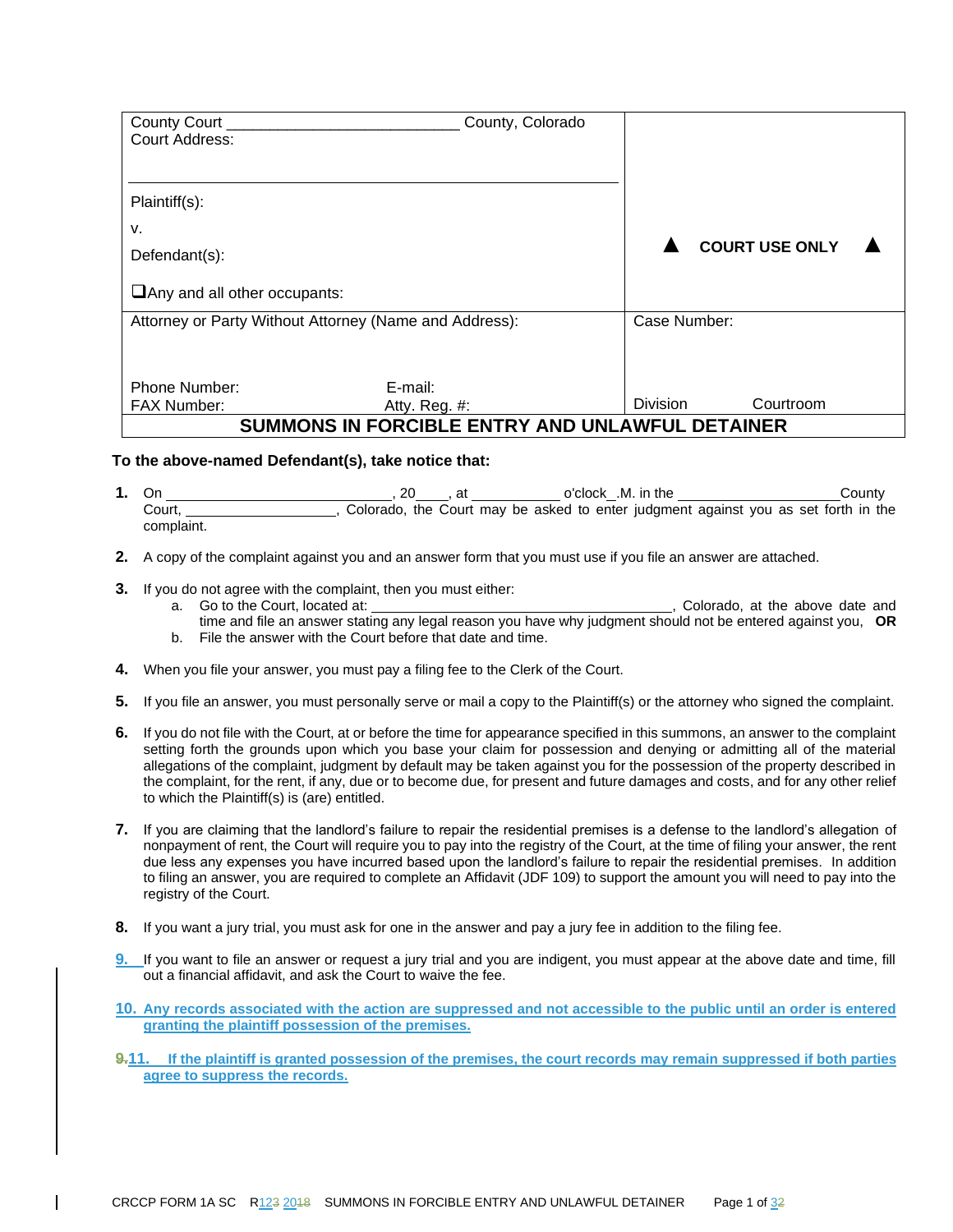| County Court _________________________ County, Colorado<br>Court Address: | |
|---|---|
| Plaintiff(s):<br>v.<br>Defendant(s):<br>❑Any and all other occupants: | ▲ **COURT USE ONLY** ▲ |
| Attorney or Party Without Attorney (Name and Address):<br><br>Phone Number: E-mail:<br>FAX Number: Atty. Reg. #: | Case Number:<br><br>Division Courtroom |

# SUMMONS IN FORCIBLE ENTRY AND UNLAWFUL DETAINER

**To the above-named Defendant(s), take notice that:**

1. On __________________________, 20____, at __________ o'clock_.M. in the __________________County Court, __________________, Colorado, the Court may be asked to enter judgment against you as set forth in the complaint.

2. A copy of the complaint against you and an answer form that you must use if you file an answer are attached.

3. If you do not agree with the complaint, then you must either:
   a. Go to the Court, located at: ____________________________________, Colorado, at the above date and time and file an answer stating any legal reason you have why judgment should not be entered against you, **OR**
   b. File the answer with the Court before that date and time.

4. When you file your answer, you must pay a filing fee to the Clerk of the Court.

5. If you file an answer, you must personally serve or mail a copy to the Plaintiff(s) or the attorney who signed the complaint.

6. If you do not file with the Court, at or before the time for appearance specified in this summons, an answer to the complaint setting forth the grounds upon which you base your claim for possession and denying or admitting all of the material allegations of the complaint, judgment by default may be taken against you for the possession of the property described in the complaint, for the rent, if any, due or to become due, for present and future damages and costs, and for any other relief to which the Plaintiff(s) is (are) entitled.

7. If you are claiming that the landlord's failure to repair the residential premises is a defense to the landlord's allegation of nonpayment of rent, the Court will require you to pay into the registry of the Court, at the time of filing your answer, the rent due less any expenses you have incurred based upon the landlord's failure to repair the residential premises. In addition to filing an answer, you are required to complete an Affidavit (JDF 109) to support the amount you will need to pay into the registry of the Court.

8. If you want a jury trial, you must ask for one in the answer and pay a jury fee in addition to the filing fee.

9. If you want to file an answer or request a jury trial and you are indigent, you must appear at the above date and time, fill out a financial affidavit, and ask the Court to waive the fee.

10. **Any records associated with the action are suppressed and not accessible to the public until an order is entered granting the plaintiff possession of the premises.**

~~9.~~11. **If the plaintiff is granted possession of the premises, the court records may remain suppressed if both parties agree to suppress the records.**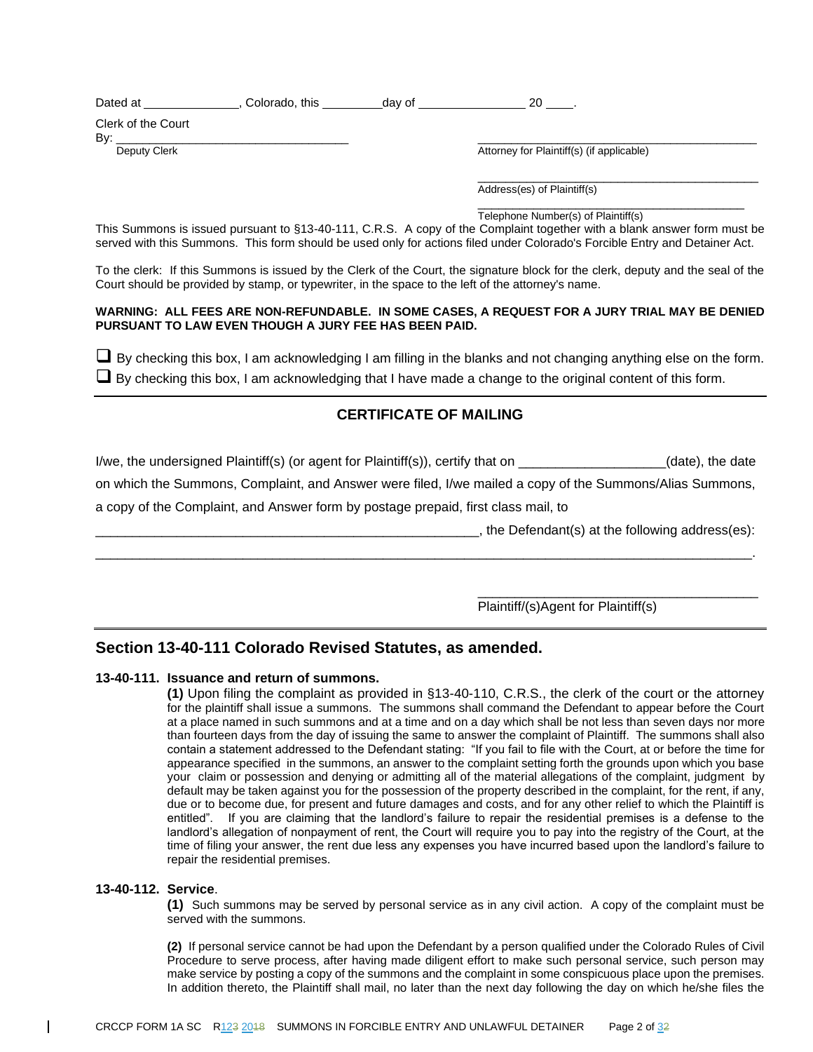Dated at ______________, Colorado, this _________day of _______________ 20 ____.

Clerk of the Court

By: ___________________________________

Deputy Clerk

___________________________________________

Attorney for Plaintiff(s) (if applicable)

___________________________________________

Address(es) of Plaintiff(s)

___________________________________________

Telephone Number(s) of Plaintiff(s)

This Summons is issued pursuant to §13-40-111, C.R.S. A copy of the Complaint together with a blank answer form must be served with this Summons. This form should be used only for actions filed under Colorado's Forcible Entry and Detainer Act.

To the clerk: If this Summons is issued by the Clerk of the Court, the signature block for the clerk, deputy and the seal of the Court should be provided by stamp, or typewriter, in the space to the left of the attorney's name.

**WARNING: ALL FEES ARE NON-REFUNDABLE. IN SOME CASES, A REQUEST FOR A JURY TRIAL MAY BE DENIED PURSUANT TO LAW EVEN THOUGH A JURY FEE HAS BEEN PAID.**

❑ By checking this box, I am acknowledging I am filling in the blanks and not changing anything else on the form.

❑ By checking this box, I am acknowledging that I have made a change to the original content of this form.

## CERTIFICATE OF MAILING

I/we, the undersigned Plaintiff(s) (or agent for Plaintiff(s)), certify that on ___________________(date), the date on which the Summons, Complaint, and Answer were filed, I/we mailed a copy of the Summons/Alias Summons, a copy of the Complaint, and Answer form by postage prepaid, first class mail, to

__________________________________________________, the Defendant(s) at the following address(es):

_____________________________________________________________________________________.

_____________________________________

Plaintiff/(s)Agent for Plaintiff(s)

## Section 13-40-111 Colorado Revised Statutes, as amended.

### 13-40-111. Issuance and return of summons.

**(1)** Upon filing the complaint as provided in §13-40-110, C.R.S., the clerk of the court or the attorney for the plaintiff shall issue a summons. The summons shall command the Defendant to appear before the Court at a place named in such summons and at a time and on a day which shall be not less than seven days nor more than fourteen days from the day of issuing the same to answer the complaint of Plaintiff. The summons shall also contain a statement addressed to the Defendant stating: "If you fail to file with the Court, at or before the time for appearance specified in the summons, an answer to the complaint setting forth the grounds upon which you base your claim or possession and denying or admitting all of the material allegations of the complaint, judgment by default may be taken against you for the possession of the property described in the complaint, for the rent, if any, due or to become due, for present and future damages and costs, and for any other relief to which the Plaintiff is entitled". If you are claiming that the landlord's failure to repair the residential premises is a defense to the landlord's allegation of nonpayment of rent, the Court will require you to pay into the registry of the Court, at the time of filing your answer, the rent due less any expenses you have incurred based upon the landlord's failure to repair the residential premises.

### 13-40-112. Service.

**(1)** Such summons may be served by personal service as in any civil action. A copy of the complaint must be served with the summons.

**(2)** If personal service cannot be had upon the Defendant by a person qualified under the Colorado Rules of Civil Procedure to serve process, after having made diligent effort to make such personal service, such person may make service by posting a copy of the summons and the complaint in some conspicuous place upon the premises. In addition thereto, the Plaintiff shall mail, no later than the next day following the day on which he/she files the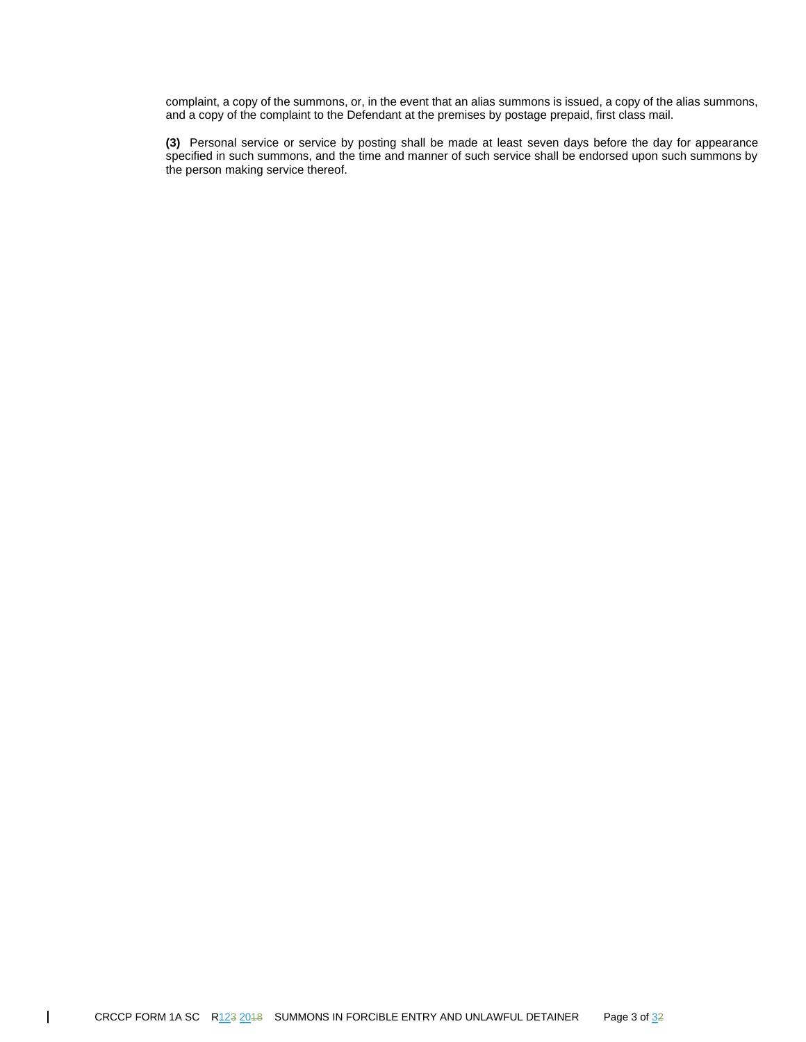complaint, a copy of the summons, or, in the event that an alias summons is issued, a copy of the alias summons, and a copy of the complaint to the Defendant at the premises by postage prepaid, first class mail.

**(3)** Personal service or service by posting shall be made at least seven days before the day for appearance specified in such summons, and the time and manner of such service shall be endorsed upon such summons by the person making service thereof.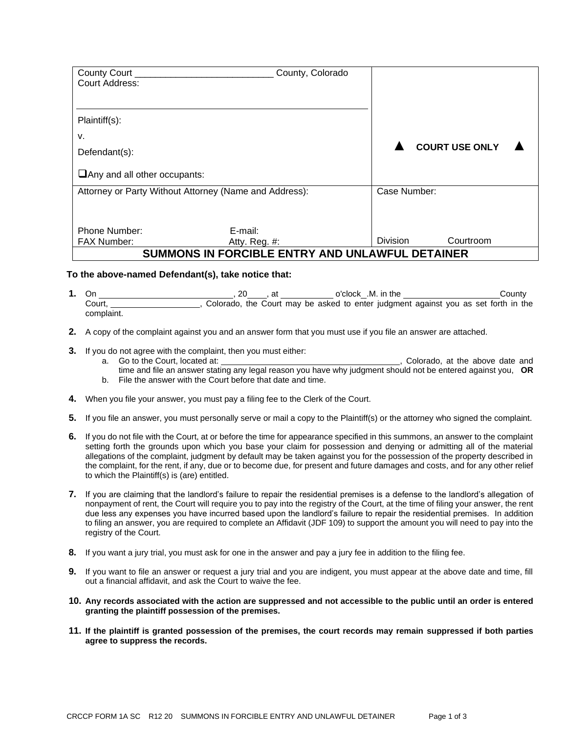| County Court ___________________________ County, Colorado<br>Court Address: | |
|---|---|
| Plaintiff(s):<br><br>v.<br><br>Defendant(s):<br><br>❑Any and all other occupants: | ▲ COURT USE ONLY ▲ |
| Attorney or Party Without Attorney (Name and Address):<br><br><br>Phone Number: E-mail:<br>FAX Number: Atty. Reg. #: | Case Number:<br><br><br>Division Courtroom |

## SUMMONS IN FORCIBLE ENTRY AND UNLAWFUL DETAINER

**To the above-named Defendant(s), take notice that:**

1. On ___________________________, 20____, at ___________ o'clock_.M. in the ____________________County Court, ___________________, Colorado, the Court may be asked to enter judgment against you as set forth in the complaint.

2. A copy of the complaint against you and an answer form that you must use if you file an answer are attached.

3. If you do not agree with the complaint, then you must either:
   a. Go to the Court, located at: ______________________________________, Colorado, at the above date and time and file an answer stating any legal reason you have why judgment should not be entered against you, **OR**
   b. File the answer with the Court before that date and time.

4. When you file your answer, you must pay a filing fee to the Clerk of the Court.

5. If you file an answer, you must personally serve or mail a copy to the Plaintiff(s) or the attorney who signed the complaint.

6. If you do not file with the Court, at or before the time for appearance specified in this summons, an answer to the complaint setting forth the grounds upon which you base your claim for possession and denying or admitting all of the material allegations of the complaint, judgment by default may be taken against you for the possession of the property described in the complaint, for the rent, if any, due or to become due, for present and future damages and costs, and for any other relief to which the Plaintiff(s) is (are) entitled.

7. If you are claiming that the landlord's failure to repair the residential premises is a defense to the landlord's allegation of nonpayment of rent, the Court will require you to pay into the registry of the Court, at the time of filing your answer, the rent due less any expenses you have incurred based upon the landlord's failure to repair the residential premises. In addition to filing an answer, you are required to complete an Affidavit (JDF 109) to support the amount you will need to pay into the registry of the Court.

8. If you want a jury trial, you must ask for one in the answer and pay a jury fee in addition to the filing fee.

9. If you want to file an answer or request a jury trial and you are indigent, you must appear at the above date and time, fill out a financial affidavit, and ask the Court to waive the fee.

10. **Any records associated with the action are suppressed and not accessible to the public until an order is entered granting the plaintiff possession of the premises.**

11. **If the plaintiff is granted possession of the premises, the court records may remain suppressed if both parties agree to suppress the records.**

CRCCP FORM 1A SC R12 20 SUMMONS IN FORCIBLE ENTRY AND UNLAWFUL DETAINER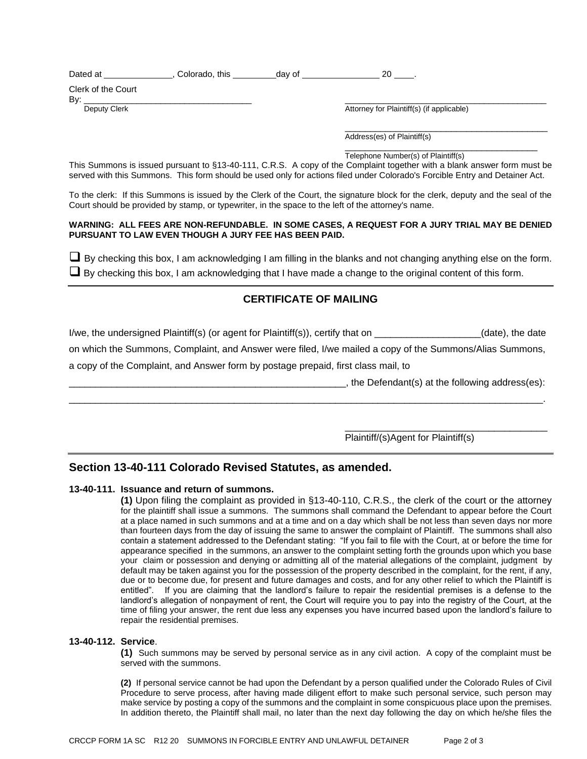Dated at ______________, Colorado, this _________day of ________________ 20 ____.

Clerk of the Court

By: ___________________________________
Deputy Clerk

___________________________________________
Attorney for Plaintiff(s) (if applicable)

___________________________________________
Address(es) of Plaintiff(s)

___________________________________________
Telephone Number(s) of Plaintiff(s)

This Summons is issued pursuant to §13-40-111, C.R.S. A copy of the Complaint together with a blank answer form must be served with this Summons. This form should be used only for actions filed under Colorado's Forcible Entry and Detainer Act.

To the clerk: If this Summons is issued by the Clerk of the Court, the signature block for the clerk, deputy and the seal of the Court should be provided by stamp, or typewriter, in the space to the left of the attorney's name.

**WARNING: ALL FEES ARE NON-REFUNDABLE. IN SOME CASES, A REQUEST FOR A JURY TRIAL MAY BE DENIED PURSUANT TO LAW EVEN THOUGH A JURY FEE HAS BEEN PAID.**

☐ By checking this box, I am acknowledging I am filling in the blanks and not changing anything else on the form.

☐ By checking this box, I am acknowledging that I have made a change to the original content of this form.

## CERTIFICATE OF MAILING

I/we, the undersigned Plaintiff(s) (or agent for Plaintiff(s)), certify that on ____________________(date), the date on which the Summons, Complaint, and Answer were filed, I/we mailed a copy of the Summons/Alias Summons, a copy of the Complaint, and Answer form by postage prepaid, first class mail, to

_____________________________________________________, the Defendant(s) at the following address(es):

_____________________________________________________________________________________________.

_______________________________________
Plaintiff/(s)Agent for Plaintiff(s)

## Section 13-40-111 Colorado Revised Statutes, as amended.

**13-40-111. Issuance and return of summons.**

**(1)** Upon filing the complaint as provided in §13-40-110, C.R.S., the clerk of the court or the attorney for the plaintiff shall issue a summons. The summons shall command the Defendant to appear before the Court at a place named in such summons and at a time and on a day which shall be not less than seven days nor more than fourteen days from the day of issuing the same to answer the complaint of Plaintiff. The summons shall also contain a statement addressed to the Defendant stating: "If you fail to file with the Court, at or before the time for appearance specified in the summons, an answer to the complaint setting forth the grounds upon which you base your claim or possession and denying or admitting all of the material allegations of the complaint, judgment by default may be taken against you for the possession of the property described in the complaint, for the rent, if any, due or to become due, for present and future damages and costs, and for any other relief to which the Plaintiff is entitled". If you are claiming that the landlord's failure to repair the residential premises is a defense to the landlord's allegation of nonpayment of rent, the Court will require you to pay into the registry of the Court, at the time of filing your answer, the rent due less any expenses you have incurred based upon the landlord's failure to repair the residential premises.

**13-40-112. Service**.

**(1)** Such summons may be served by personal service as in any civil action. A copy of the complaint must be served with the summons.

**(2)** If personal service cannot be had upon the Defendant by a person qualified under the Colorado Rules of Civil Procedure to serve process, after having made diligent effort to make such personal service, such person may make service by posting a copy of the summons and the complaint in some conspicuous place upon the premises. In addition thereto, the Plaintiff shall mail, no later than the next day following the day on which he/she files the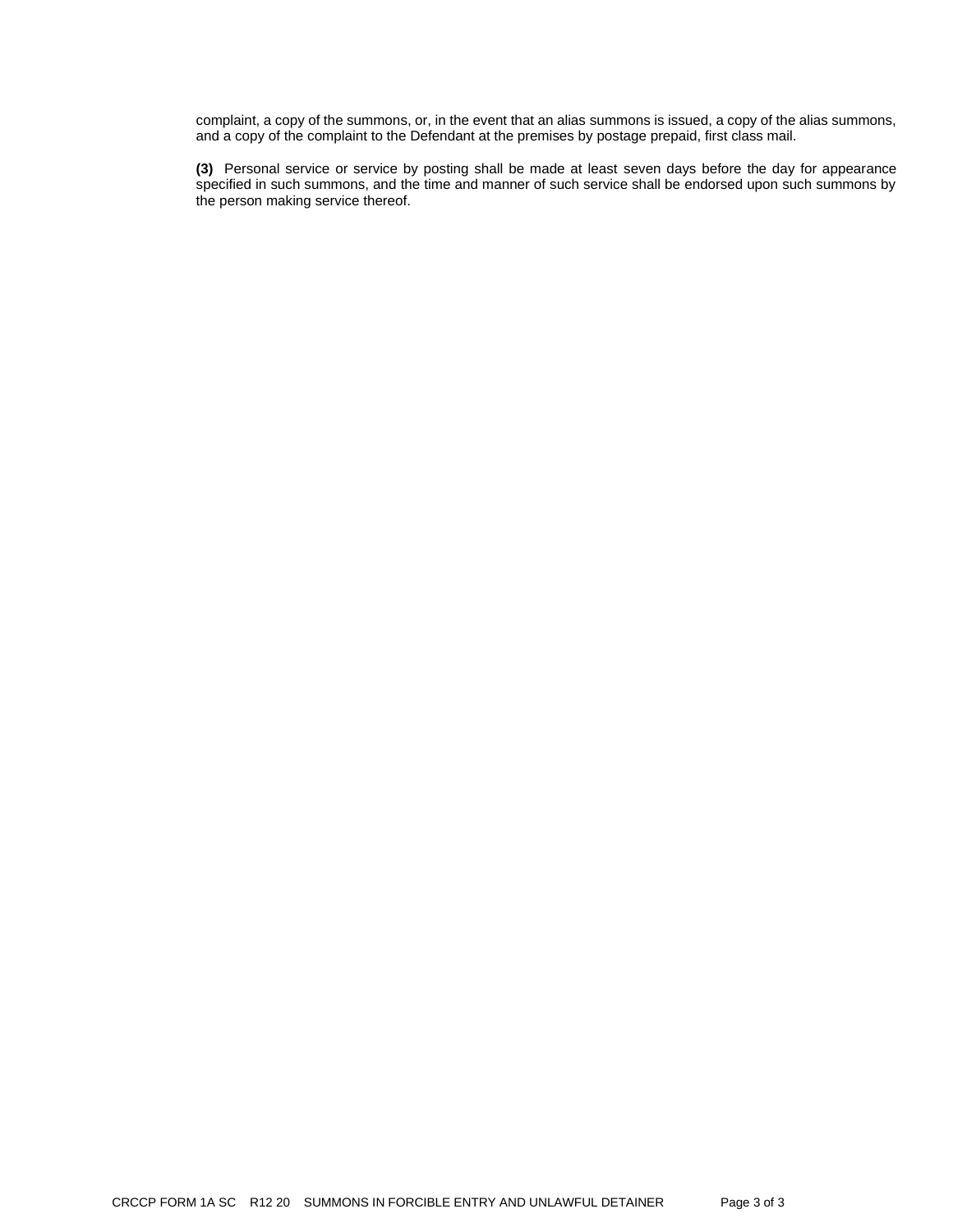complaint, a copy of the summons, or, in the event that an alias summons is issued, a copy of the alias summons, and a copy of the complaint to the Defendant at the premises by postage prepaid, first class mail.

**(3)** Personal service or service by posting shall be made at least seven days before the day for appearance specified in such summons, and the time and manner of such service shall be endorsed upon such summons by the person making service thereof.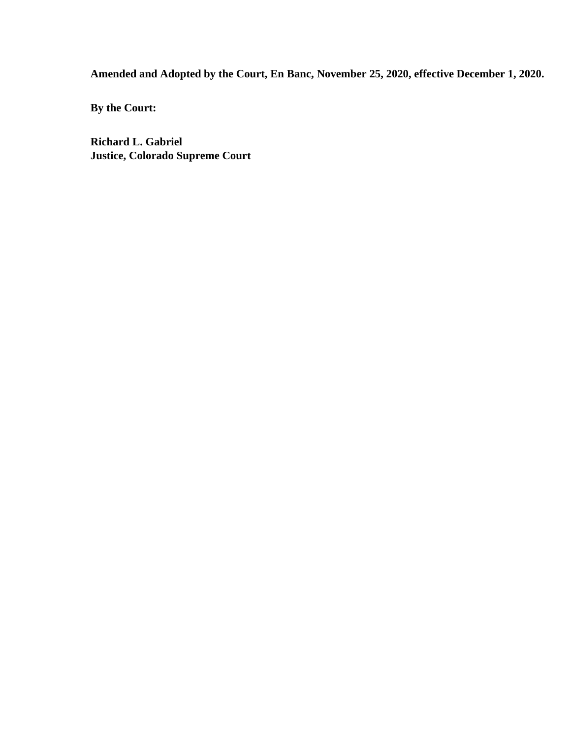**Amended and Adopted by the Court, En Banc, November 25, 2020, effective December 1, 2020.**

**By the Court:**

**Richard L. Gabriel**
**Justice, Colorado Supreme Court**